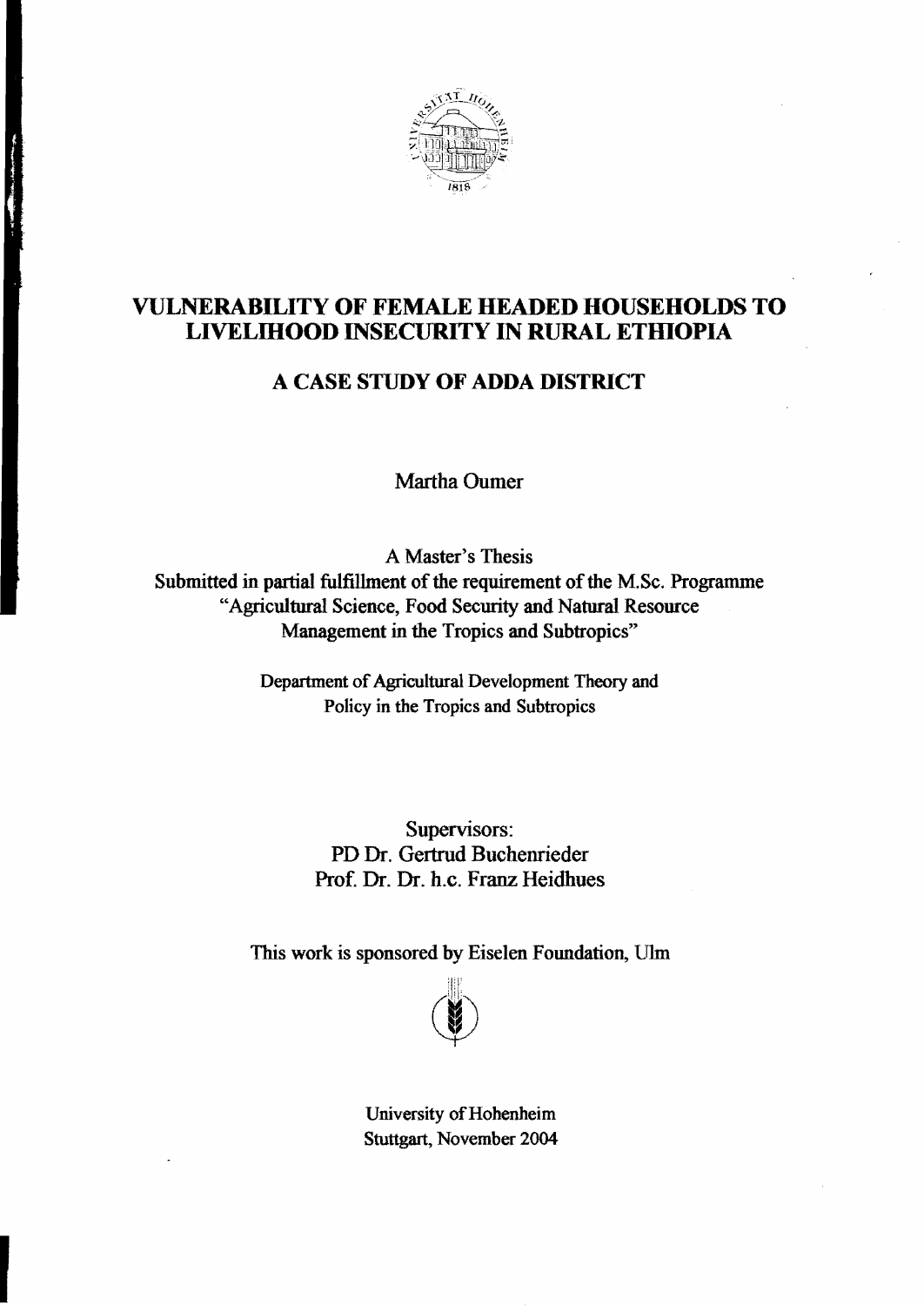# VULNERABILITY OF FEMALE HEADED HOUSEHOLDS TO LIVELIHOOD INSECURITY IN RURAL ETHIOPIA

## A CASE STUDY OF ADDA DISTRICT

Martha Oumer

A Master's Thesis
Submitted in partial fulfillment of the requirement of the M.Sc. Programme "Agricultural Science, Food Security and Natural Resource Management in the Tropics and Subtropics"

Department of Agricultural Development Theory and Policy in the Tropics and Subtropics

Supervisors:
PD Dr. Gertrud Buchenrieder
Prof. Dr. Dr. h.c. Franz Heidhues

This work is sponsored by Eiselen Foundation, Ulm

University of Hohenheim
Stuttgart, November 2004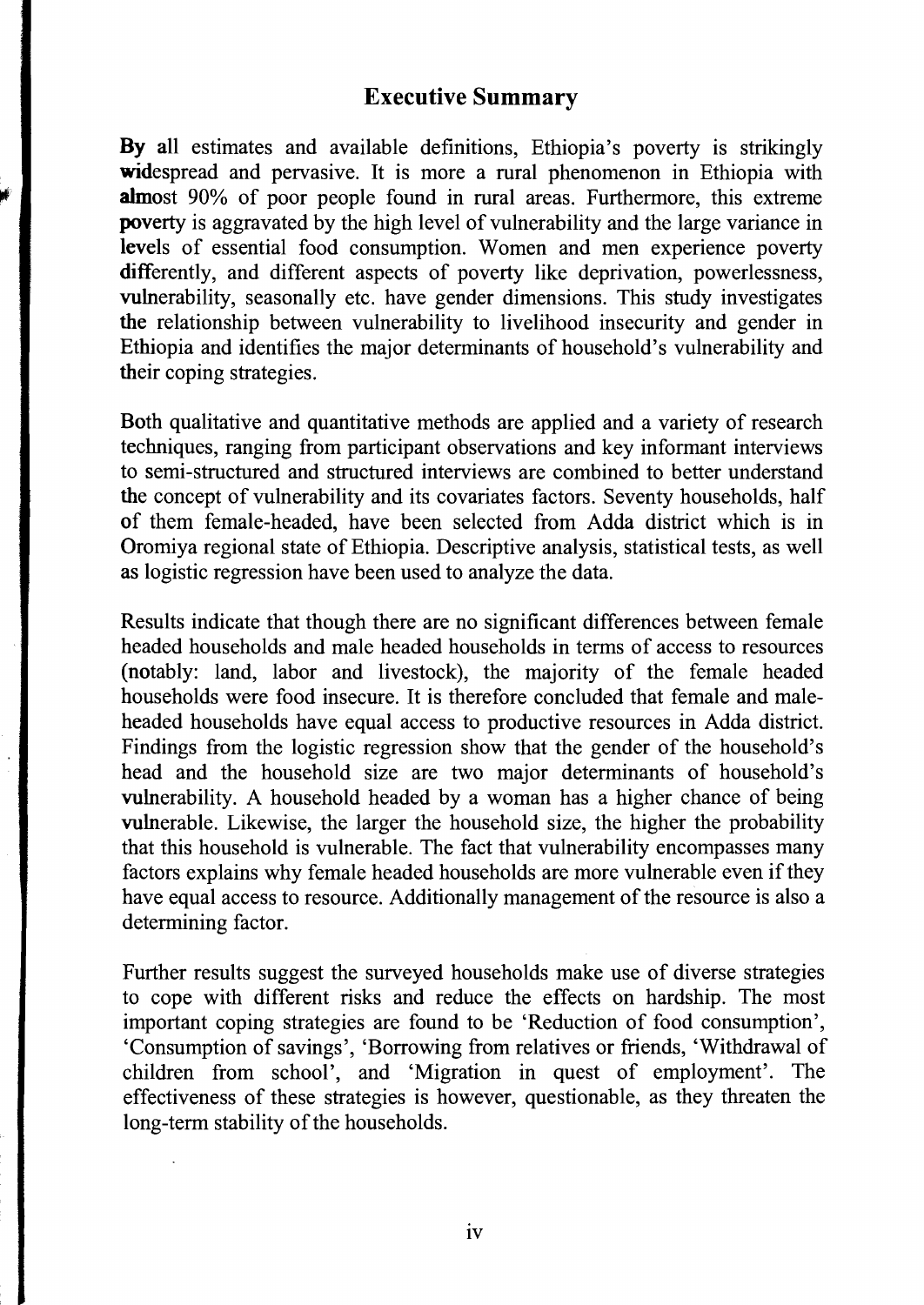## Executive Summary

By all estimates and available definitions, Ethiopia's poverty is strikingly widespread and pervasive. It is more a rural phenomenon in Ethiopia with almost 90% of poor people found in rural areas. Furthermore, this extreme poverty is aggravated by the high level of vulnerability and the large variance in levels of essential food consumption. Women and men experience poverty differently, and different aspects of poverty like deprivation, powerlessness, vulnerability, seasonally etc. have gender dimensions. This study investigates the relationship between vulnerability to livelihood insecurity and gender in Ethiopia and identifies the major determinants of household's vulnerability and their coping strategies.

Both qualitative and quantitative methods are applied and a variety of research techniques, ranging from participant observations and key informant interviews to semi-structured and structured interviews are combined to better understand the concept of vulnerability and its covariates factors. Seventy households, half of them female-headed, have been selected from Adda district which is in Oromiya regional state of Ethiopia. Descriptive analysis, statistical tests, as well as logistic regression have been used to analyze the data.

Results indicate that though there are no significant differences between female headed households and male headed households in terms of access to resources (notably: land, labor and livestock), the majority of the female headed households were food insecure. It is therefore concluded that female and male-headed households have equal access to productive resources in Adda district. Findings from the logistic regression show that the gender of the household's head and the household size are two major determinants of household's vulnerability. A household headed by a woman has a higher chance of being vulnerable. Likewise, the larger the household size, the higher the probability that this household is vulnerable. The fact that vulnerability encompasses many factors explains why female headed households are more vulnerable even if they have equal access to resource. Additionally management of the resource is also a determining factor.

Further results suggest the surveyed households make use of diverse strategies to cope with different risks and reduce the effects on hardship. The most important coping strategies are found to be 'Reduction of food consumption', 'Consumption of savings', 'Borrowing from relatives or friends, 'Withdrawal of children from school', and 'Migration in quest of employment'. The effectiveness of these strategies is however, questionable, as they threaten the long-term stability of the households.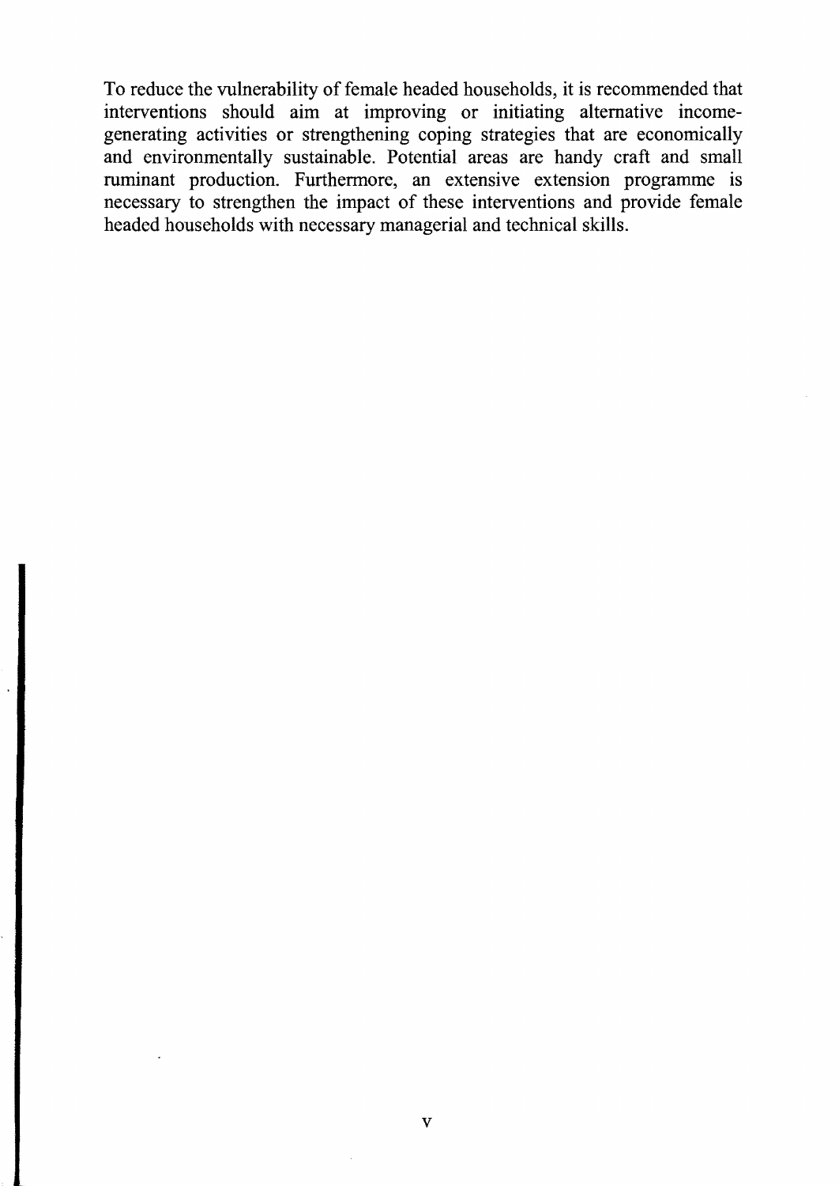To reduce the vulnerability of female headed households, it is recommended that interventions should aim at improving or initiating alternative income-generating activities or strengthening coping strategies that are economically and environmentally sustainable. Potential areas are handy craft and small ruminant production. Furthermore, an extensive extension programme is necessary to strengthen the impact of these interventions and provide female headed households with necessary managerial and technical skills.